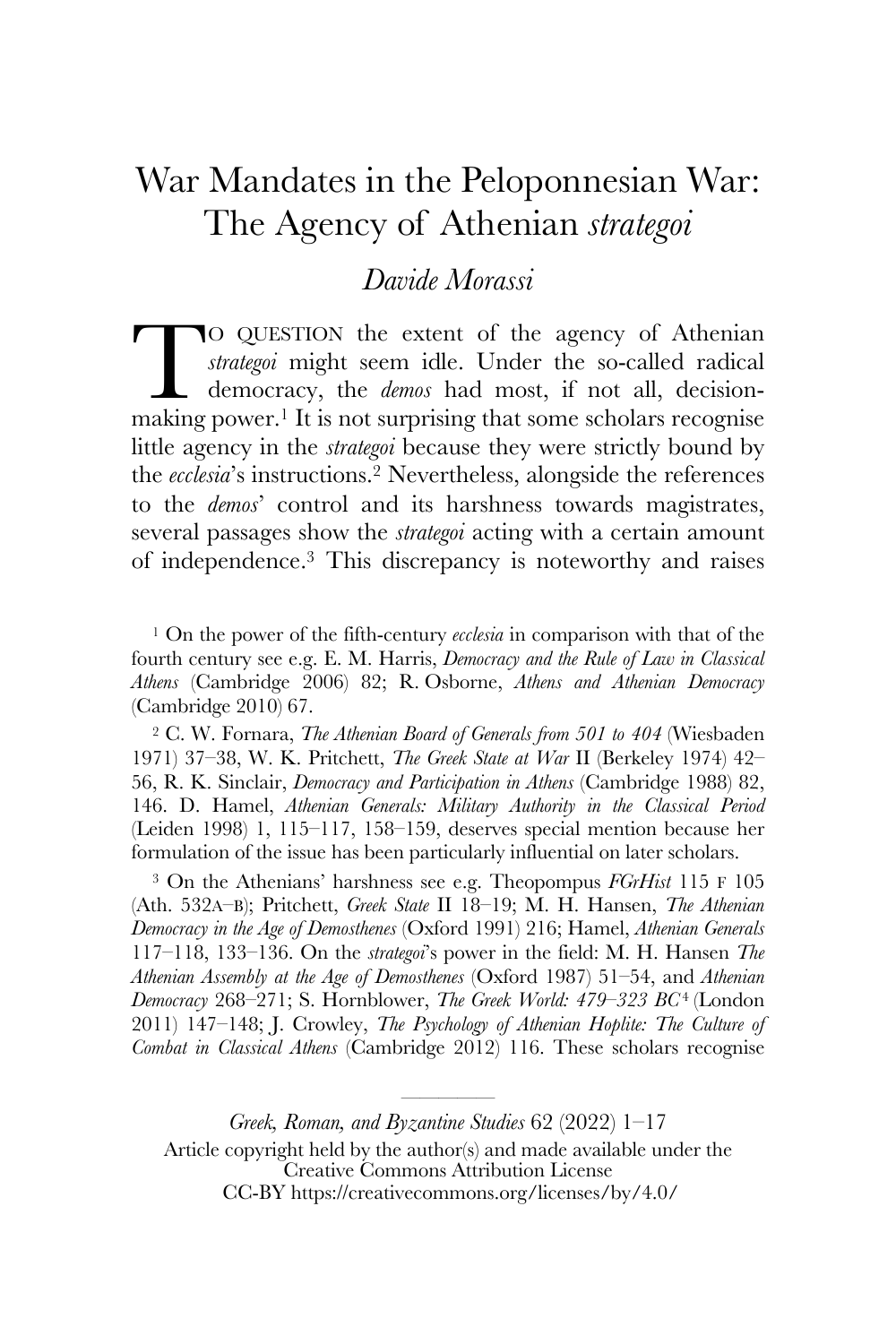# War Mandates in the Peloponnesian War: The Agency of Athenian *strategoi*

*Davide Morassi*

TO QUESTION the extent of the agency of Athenian *strategoi* might seem idle. Under the so-called radical democracy, the *demos* had most, if not all, decision-making power.[1] It is not surprising that some scholars recognise little agency in the *strategoi* because they were strictly bound by the *ecclesia*'s instructions.[2] Nevertheless, alongside the references to the *demos*' control and its harshness towards magistrates, several passages show the *strategoi* acting with a certain amount of independence.[3] This discrepancy is noteworthy and raises

---

[1] On the power of the fifth-century *ecclesia* in comparison with that of the fourth century see e.g. E. M. Harris, *Democracy and the Rule of Law in Classical Athens* (Cambridge 2006) 82; R. Osborne, *Athens and Athenian Democracy* (Cambridge 2010) 67.

[2] C. W. Fornara, *The Athenian Board of Generals from 501 to 404* (Wiesbaden 1971) 37–38, W. K. Pritchett, *The Greek State at War* II (Berkeley 1974) 42–56, R. K. Sinclair, *Democracy and Participation in Athens* (Cambridge 1988) 82, 146. D. Hamel, *Athenian Generals: Military Authority in the Classical Period* (Leiden 1998) 1, 115–117, 158–159, deserves special mention because her formulation of the issue has been particularly influential on later scholars.

[3] On the Athenians' harshness see e.g. Theopompus *FGrHist* 115 F 105 (Ath. 532A–B); Pritchett, *Greek State* II 18–19; M. H. Hansen, *The Athenian Democracy in the Age of Demosthenes* (Oxford 1991) 216; Hamel, *Athenian Generals* 117–118, 133–136. On the *strategoi*'s power in the field: M. H. Hansen *The Athenian Assembly at the Age of Demosthenes* (Oxford 1987) 51–54, and *Athenian Democracy* 268–271; S. Hornblower, *The Greek World: 479–323 BC*[4] (London 2011) 147–148; J. Crowley, *The Psychology of Athenian Hoplite: The Culture of Combat in Classical Athens* (Cambridge 2012) 116. These scholars recognise

*Greek, Roman, and Byzantine Studies* 62 (2022) 1–17
Article copyright held by the author(s) and made available under the Creative Commons Attribution License
CC-BY https://creativecommons.org/licenses/by/4.0/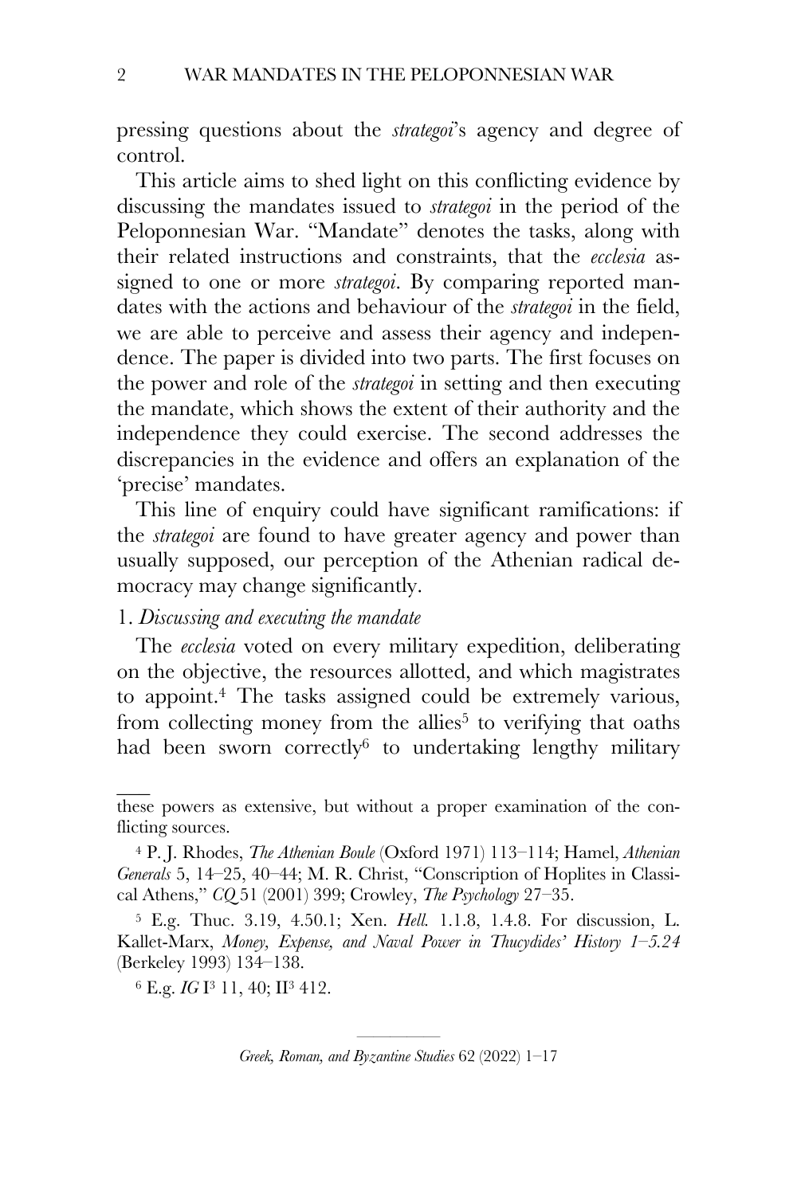pressing questions about the *strategoi*'s agency and degree of control.

This article aims to shed light on this conflicting evidence by discussing the mandates issued to *strategoi* in the period of the Peloponnesian War. "Mandate" denotes the tasks, along with their related instructions and constraints, that the *ecclesia* assigned to one or more *strategoi*. By comparing reported mandates with the actions and behaviour of the *strategoi* in the field, we are able to perceive and assess their agency and independence. The paper is divided into two parts. The first focuses on the power and role of the *strategoi* in setting and then executing the mandate, which shows the extent of their authority and the independence they could exercise. The second addresses the discrepancies in the evidence and offers an explanation of the 'precise' mandates.

This line of enquiry could have significant ramifications: if the *strategoi* are found to have greater agency and power than usually supposed, our perception of the Athenian radical democracy may change significantly.

## 1. *Discussing and executing the mandate*

The *ecclesia* voted on every military expedition, deliberating on the objective, the resources allotted, and which magistrates to appoint.[4] The tasks assigned could be extremely various, from collecting money from the allies[5] to verifying that oaths had been sworn correctly[6] to undertaking lengthy military

---

these powers as extensive, but without a proper examination of the conflicting sources.

[4] P. J. Rhodes, *The Athenian Boule* (Oxford 1971) 113–114; Hamel, *Athenian Generals* 5, 14–25, 40–44; M. R. Christ, "Conscription of Hoplites in Classical Athens," *CQ* 51 (2001) 399; Crowley, *The Psychology* 27–35.

[5] E.g. Thuc. 3.19, 4.50.1; Xen. *Hell.* 1.1.8, 1.4.8. For discussion, L. Kallet-Marx, *Money, Expense, and Naval Power in Thucydides' History 1–5.24* (Berkeley 1993) 134–138.

[6] E.g. *IG* I[3] 11, 40; II[3] 412.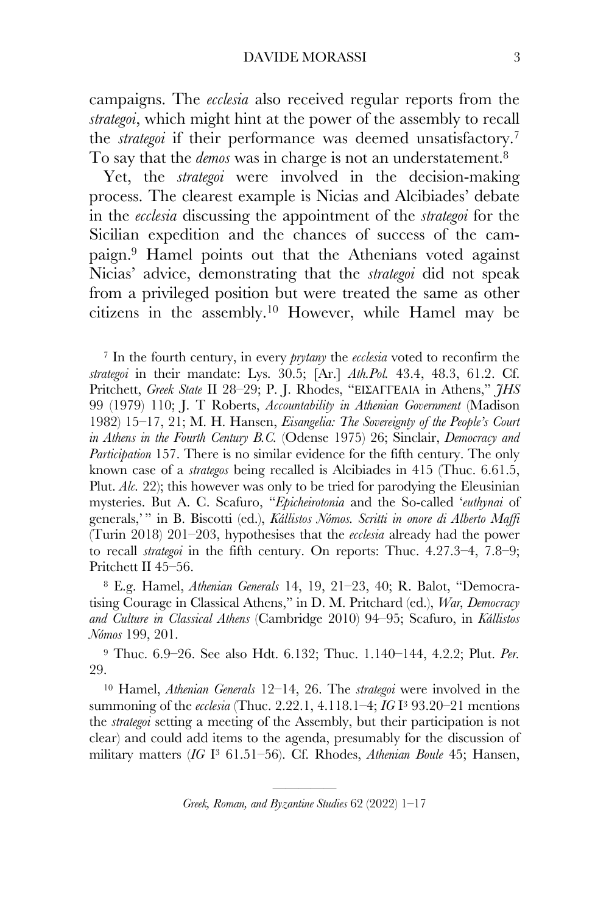campaigns. The *ecclesia* also received regular reports from the *strategoi*, which might hint at the power of the assembly to recall the *strategoi* if their performance was deemed unsatisfactory.[7] To say that the *demos* was in charge is not an understatement.[8]

Yet, the *strategoi* were involved in the decision-making process. The clearest example is Nicias and Alcibiades' debate in the *ecclesia* discussing the appointment of the *strategoi* for the Sicilian expedition and the chances of success of the campaign.[9] Hamel points out that the Athenians voted against Nicias' advice, demonstrating that the *strategoi* did not speak from a privileged position but were treated the same as other citizens in the assembly.[10] However, while Hamel may be

[7] In the fourth century, in every *prytany* the *ecclesia* voted to reconfirm the *strategoi* in their mandate: Lys. 30.5; [Ar.] *Ath.Pol.* 43.4, 48.3, 61.2. Cf. Pritchett, *Greek State* II 28–29; P. J. Rhodes, "ΕΙΣΑΓΓΕΛΙΑ in Athens," *JHS* 99 (1979) 110; J. T Roberts, *Accountability in Athenian Government* (Madison 1982) 15–17, 21; M. H. Hansen, *Eisangelia: The Sovereignty of the People's Court in Athens in the Fourth Century B.C.* (Odense 1975) 26; Sinclair, *Democracy and Participation* 157. There is no similar evidence for the fifth century. The only known case of a *strategos* being recalled is Alcibiades in 415 (Thuc. 6.61.5, Plut. *Alc.* 22); this however was only to be tried for parodying the Eleusinian mysteries. But A. C. Scafuro, "*Epicheirotonia* and the So-called '*euthynai* of generals,'" in B. Biscotti (ed.), *Kállistos Nómos. Scritti in onore di Alberto Maffi* (Turin 2018) 201–203, hypothesises that the *ecclesia* already had the power to recall *strategoi* in the fifth century. On reports: Thuc. 4.27.3–4, 7.8–9; Pritchett II 45–56.

[8] E.g. Hamel, *Athenian Generals* 14, 19, 21–23, 40; R. Balot, "Democratising Courage in Classical Athens," in D. M. Pritchard (ed.), *War, Democracy and Culture in Classical Athens* (Cambridge 2010) 94–95; Scafuro, in *Kállistos Nómos* 199, 201.

[9] Thuc. 6.9–26. See also Hdt. 6.132; Thuc. 1.140–144, 4.2.2; Plut. *Per.* 29.

[10] Hamel, *Athenian Generals* 12–14, 26. The *strategoi* were involved in the summoning of the *ecclesia* (Thuc. 2.22.1, 4.118.1–4; *IG* I³ 93.20–21 mentions the *strategoi* setting a meeting of the Assembly, but their participation is not clear) and could add items to the agenda, presumably for the discussion of military matters (*IG* I³ 61.51–56). Cf. Rhodes, *Athenian Boule* 45; Hansen,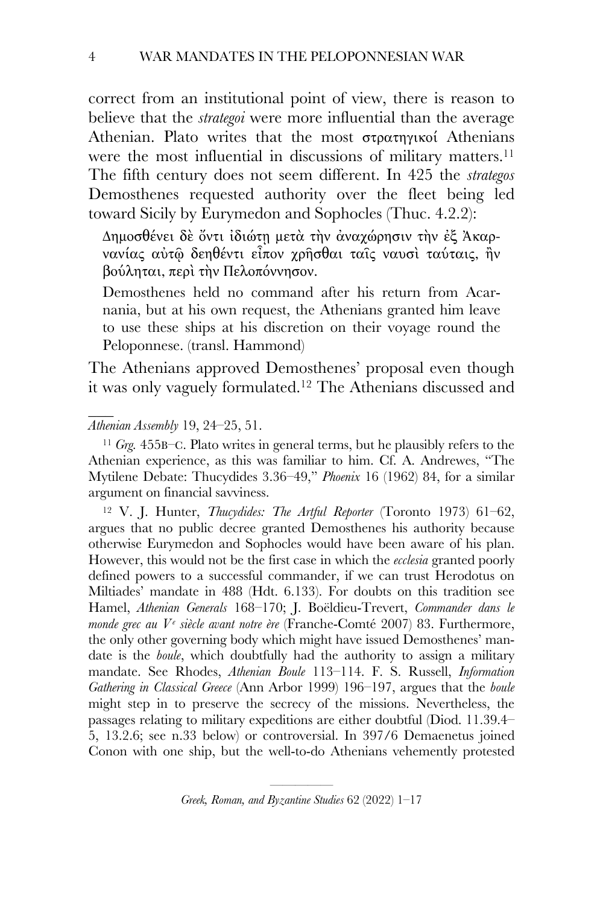correct from an institutional point of view, there is reason to believe that the *strategoi* were more influential than the average Athenian. Plato writes that the most στρατηγικοί Athenians were the most influential in discussions of military matters.[11] The fifth century does not seem different. In 425 the *strategos* Demosthenes requested authority over the fleet being led toward Sicily by Eurymedon and Sophocles (Thuc. 4.2.2):

> Δημοσθένει δὲ ὄντι ἰδιώτῃ μετὰ τὴν ἀναχώρησιν τὴν ἐξ Ἀκαρνανίας αὐτῷ δεηθέντι εἶπον χρῆσθαι ταῖς ναυσὶ ταύταις, ἢν βούληται, περὶ τὴν Πελοπόννησον.
>
> Demosthenes held no command after his return from Acarnania, but at his own request, the Athenians granted him leave to use these ships at his discretion on their voyage round the Peloponnese. (transl. Hammond)

The Athenians approved Demosthenes' proposal even though it was only vaguely formulated.[12] The Athenians discussed and

---

*Athenian Assembly* 19, 24–25, 51.

[11] *Grg.* 455B–C. Plato writes in general terms, but he plausibly refers to the Athenian experience, as this was familiar to him. Cf. A. Andrewes, "The Mytilene Debate: Thucydides 3.36–49," *Phoenix* 16 (1962) 84, for a similar argument on financial savviness.

[12] V. J. Hunter, *Thucydides: The Artful Reporter* (Toronto 1973) 61–62, argues that no public decree granted Demosthenes his authority because otherwise Eurymedon and Sophocles would have been aware of his plan. However, this would not be the first case in which the *ecclesia* granted poorly defined powers to a successful commander, if we can trust Herodotus on Miltiades' mandate in 488 (Hdt. 6.133). For doubts on this tradition see Hamel, *Athenian Generals* 168–170; J. Boëldieu-Trevert, *Commander dans le monde grec au Ve siècle avant notre ère* (Franche-Comté 2007) 83. Furthermore, the only other governing body which might have issued Demosthenes' mandate is the *boule*, which doubtfully had the authority to assign a military mandate. See Rhodes, *Athenian Boule* 113–114. F. S. Russell, *Information Gathering in Classical Greece* (Ann Arbor 1999) 196–197, argues that the *boule* might step in to preserve the secrecy of the missions. Nevertheless, the passages relating to military expeditions are either doubtful (Diod. 11.39.4–5, 13.2.6; see n.33 below) or controversial. In 397/6 Demaenetus joined Conon with one ship, but the well-to-do Athenians vehemently protested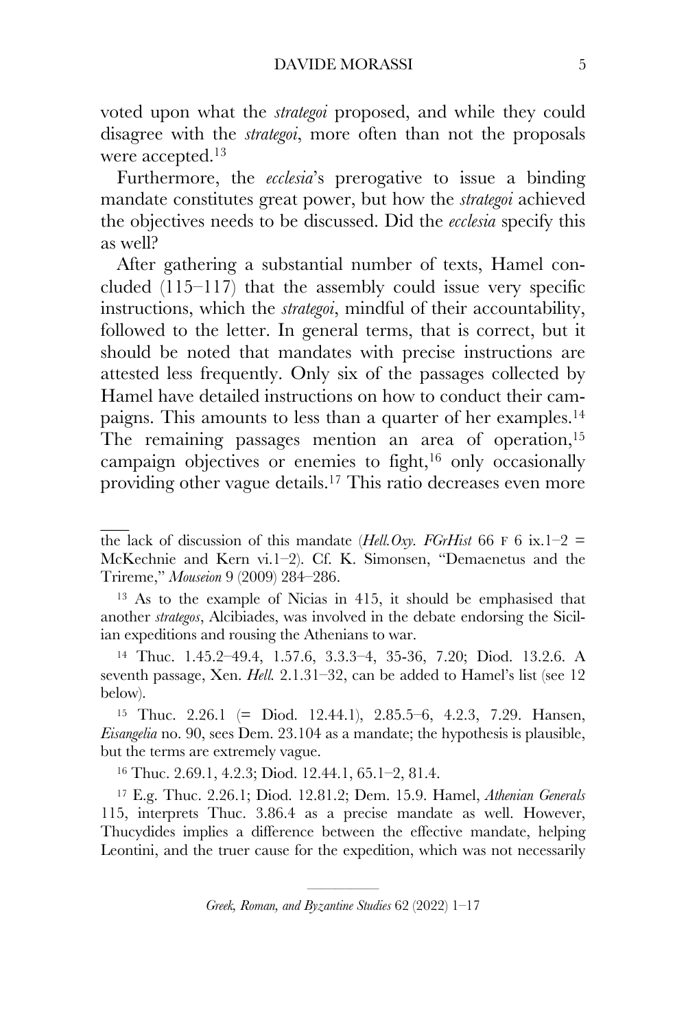voted upon what the *strategoi* proposed, and while they could disagree with the *strategoi*, more often than not the proposals were accepted.[13]

Furthermore, the *ecclesia*'s prerogative to issue a binding mandate constitutes great power, but how the *strategoi* achieved the objectives needs to be discussed. Did the *ecclesia* specify this as well?

After gathering a substantial number of texts, Hamel concluded (115–117) that the assembly could issue very specific instructions, which the *strategoi*, mindful of their accountability, followed to the letter. In general terms, that is correct, but it should be noted that mandates with precise instructions are attested less frequently. Only six of the passages collected by Hamel have detailed instructions on how to conduct their campaigns. This amounts to less than a quarter of her examples.[14] The remaining passages mention an area of operation,[15] campaign objectives or enemies to fight,[16] only occasionally providing other vague details.[17] This ratio decreases even more

---

the lack of discussion of this mandate (*Hell.Oxy. FGrHist* 66 F 6 ix.1–2 = McKechnie and Kern vi.1–2). Cf. K. Simonsen, "Demaenetus and the Trireme," *Mouseion* 9 (2009) 284–286.

[13] As to the example of Nicias in 415, it should be emphasised that another *strategos*, Alcibiades, was involved in the debate endorsing the Sicilian expeditions and rousing the Athenians to war.

[14] Thuc. 1.45.2–49.4, 1.57.6, 3.3.3–4, 35-36, 7.20; Diod. 13.2.6. A seventh passage, Xen. *Hell.* 2.1.31–32, can be added to Hamel's list (see 12 below).

[15] Thuc. 2.26.1 (= Diod. 12.44.1), 2.85.5–6, 4.2.3, 7.29. Hansen, *Eisangelia* no. 90, sees Dem. 23.104 as a mandate; the hypothesis is plausible, but the terms are extremely vague.

[16] Thuc. 2.69.1, 4.2.3; Diod. 12.44.1, 65.1–2, 81.4.

[17] E.g. Thuc. 2.26.1; Diod. 12.81.2; Dem. 15.9. Hamel, *Athenian Generals* 115, interprets Thuc. 3.86.4 as a precise mandate as well. However, Thucydides implies a difference between the effective mandate, helping Leontini, and the truer cause for the expedition, which was not necessarily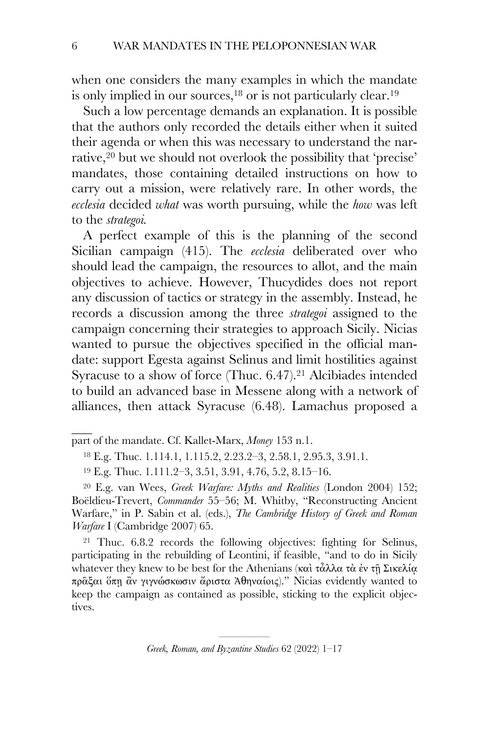when one considers the many examples in which the mandate is only implied in our sources,[18] or is not particularly clear.[19]

Such a low percentage demands an explanation. It is possible that the authors only recorded the details either when it suited their agenda or when this was necessary to understand the narrative,[20] but we should not overlook the possibility that 'precise' mandates, those containing detailed instructions on how to carry out a mission, were relatively rare. In other words, the *ecclesia* decided *what* was worth pursuing, while the *how* was left to the *strategoi*.

A perfect example of this is the planning of the second Sicilian campaign (415). The *ecclesia* deliberated over who should lead the campaign, the resources to allot, and the main objectives to achieve. However, Thucydides does not report any discussion of tactics or strategy in the assembly. Instead, he records a discussion among the three *strategoi* assigned to the campaign concerning their strategies to approach Sicily. Nicias wanted to pursue the objectives specified in the official mandate: support Egesta against Selinus and limit hostilities against Syracuse to a show of force (Thuc. 6.47).[21] Alcibiades intended to build an advanced base in Messene along with a network of alliances, then attack Syracuse (6.48). Lamachus proposed a

---

part of the mandate. Cf. Kallet-Marx, *Money* 153 n.1.

[18] E.g. Thuc. 1.114.1, 1.115.2, 2.23.2–3, 2.58.1, 2.95.3, 3.91.1.

[19] E.g. Thuc. 1.111.2–3, 3.51, 3.91, 4.76, 5.2, 8.15–16.

[20] E.g. van Wees, *Greek Warfare: Myths and Realities* (London 2004) 152; Boëldieu-Trevert, *Commander* 55–56; M. Whitby, "Reconstructing Ancient Warfare," in P. Sabin et al. (eds.), *The Cambridge History of Greek and Roman Warfare* I (Cambridge 2007) 65.

[21] Thuc. 6.8.2 records the following objectives: fighting for Selinus, participating in the rebuilding of Leontini, if feasible, "and to do in Sicily whatever they knew to be best for the Athenians (καὶ τἆλλα τὰ ἐν τῇ Σικελίᾳ πρᾶξαι ὅπῃ ἂν γιγνώσκωσιν ἄριστα Ἀθηναίοις)." Nicias evidently wanted to keep the campaign as contained as possible, sticking to the explicit objectives.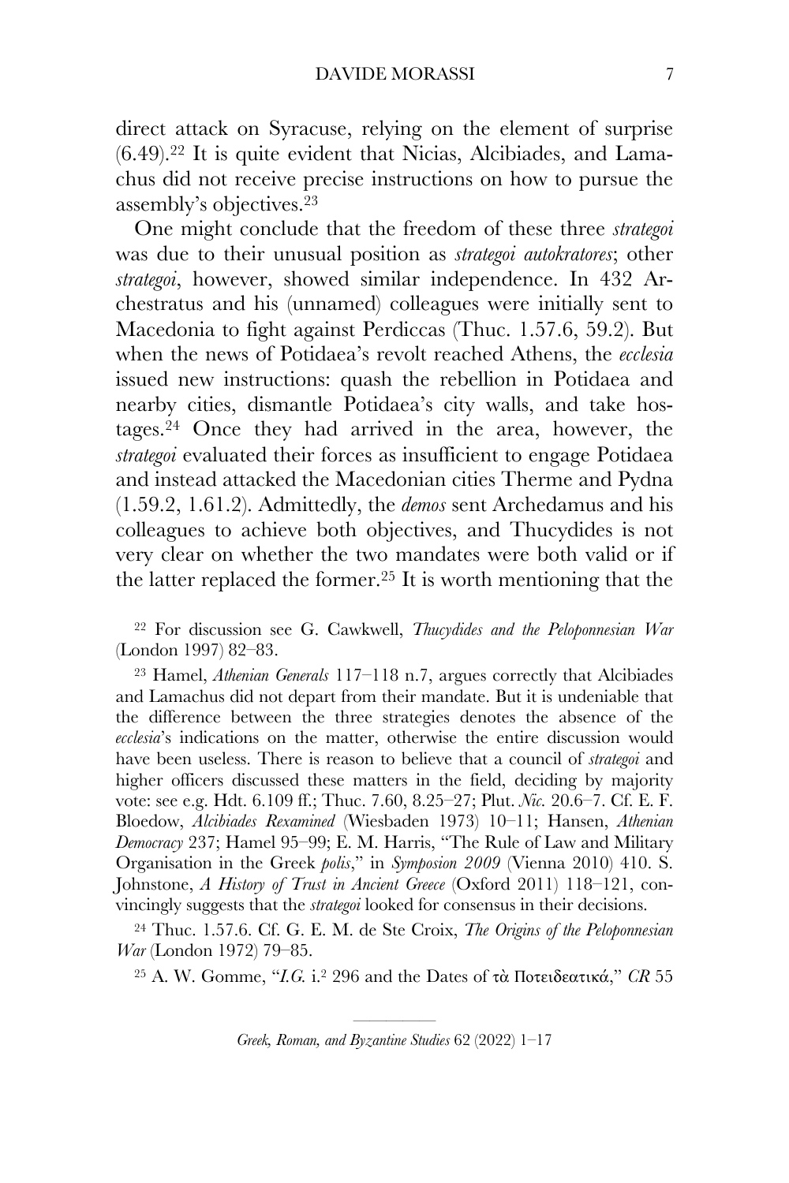direct attack on Syracuse, relying on the element of surprise (6.49).[22] It is quite evident that Nicias, Alcibiades, and Lamachus did not receive precise instructions on how to pursue the assembly's objectives.[23]

One might conclude that the freedom of these three *strategoi* was due to their unusual position as *strategoi autokratores*; other *strategoi*, however, showed similar independence. In 432 Archestratus and his (unnamed) colleagues were initially sent to Macedonia to fight against Perdiccas (Thuc. 1.57.6, 59.2). But when the news of Potidaea's revolt reached Athens, the *ecclesia* issued new instructions: quash the rebellion in Potidaea and nearby cities, dismantle Potidaea's city walls, and take hostages.[24] Once they had arrived in the area, however, the *strategoi* evaluated their forces as insufficient to engage Potidaea and instead attacked the Macedonian cities Therme and Pydna (1.59.2, 1.61.2). Admittedly, the *demos* sent Archedamus and his colleagues to achieve both objectives, and Thucydides is not very clear on whether the two mandates were both valid or if the latter replaced the former.[25] It is worth mentioning that the

[22] For discussion see G. Cawkwell, *Thucydides and the Peloponnesian War* (London 1997) 82–83.

[23] Hamel, *Athenian Generals* 117–118 n.7, argues correctly that Alcibiades and Lamachus did not depart from their mandate. But it is undeniable that the difference between the three strategies denotes the absence of the *ecclesia*'s indications on the matter, otherwise the entire discussion would have been useless. There is reason to believe that a council of *strategoi* and higher officers discussed these matters in the field, deciding by majority vote: see e.g. Hdt. 6.109 ff.; Thuc. 7.60, 8.25–27; Plut. *Nic.* 20.6–7. Cf. E. F. Bloedow, *Alcibiades Rexamined* (Wiesbaden 1973) 10–11; Hansen, *Athenian Democracy* 237; Hamel 95–99; E. M. Harris, "The Rule of Law and Military Organisation in the Greek *polis*," in *Symposion 2009* (Vienna 2010) 410. S. Johnstone, *A History of Trust in Ancient Greece* (Oxford 2011) 118–121, convincingly suggests that the *strategoi* looked for consensus in their decisions.

[24] Thuc. 1.57.6. Cf. G. E. M. de Ste Croix, *The Origins of the Peloponnesian War* (London 1972) 79–85.

[25] A. W. Gomme, "*I.G.* i.[2] 296 and the Dates of τὰ Ποτειδεατικά," *CR* 55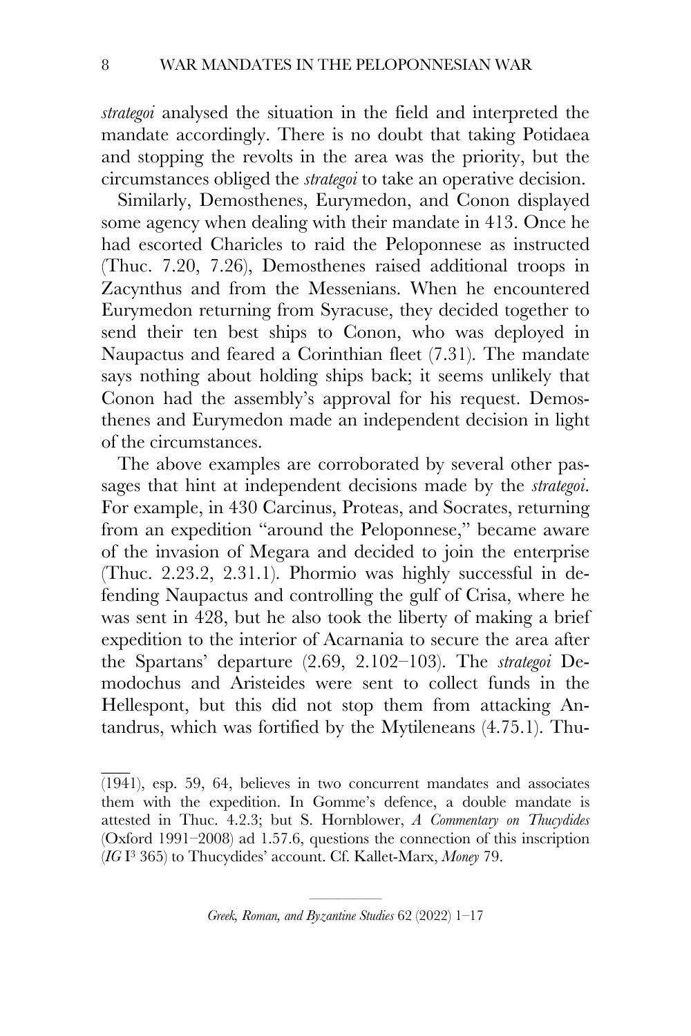*strategoi* analysed the situation in the field and interpreted the mandate accordingly. There is no doubt that taking Potidaea and stopping the revolts in the area was the priority, but the circumstances obliged the *strategoi* to take an operative decision.

Similarly, Demosthenes, Eurymedon, and Conon displayed some agency when dealing with their mandate in 413. Once he had escorted Charicles to raid the Peloponnese as instructed (Thuc. 7.20, 7.26), Demosthenes raised additional troops in Zacynthus and from the Messenians. When he encountered Eurymedon returning from Syracuse, they decided together to send their ten best ships to Conon, who was deployed in Naupactus and feared a Corinthian fleet (7.31). The mandate says nothing about holding ships back; it seems unlikely that Conon had the assembly's approval for his request. Demosthenes and Eurymedon made an independent decision in light of the circumstances.

The above examples are corroborated by several other passages that hint at independent decisions made by the *strategoi*. For example, in 430 Carcinus, Proteas, and Socrates, returning from an expedition "around the Peloponnese," became aware of the invasion of Megara and decided to join the enterprise (Thuc. 2.23.2, 2.31.1). Phormio was highly successful in defending Naupactus and controlling the gulf of Crisa, where he was sent in 428, but he also took the liberty of making a brief expedition to the interior of Acarnania to secure the area after the Spartans' departure (2.69, 2.102–103). The *strategoi* Demodochus and Aristeides were sent to collect funds in the Hellespont, but this did not stop them from attacking Antandrus, which was fortified by the Mytileneans (4.75.1). Thu-

---

(1941), esp. 59, 64, believes in two concurrent mandates and associates them with the expedition. In Gomme's defence, a double mandate is attested in Thuc. 4.2.3; but S. Hornblower, *A Commentary on Thucydides* (Oxford 1991–2008) ad 1.57.6, questions the connection of this inscription (*IG* I³ 365) to Thucydides' account. Cf. Kallet-Marx, *Money* 79.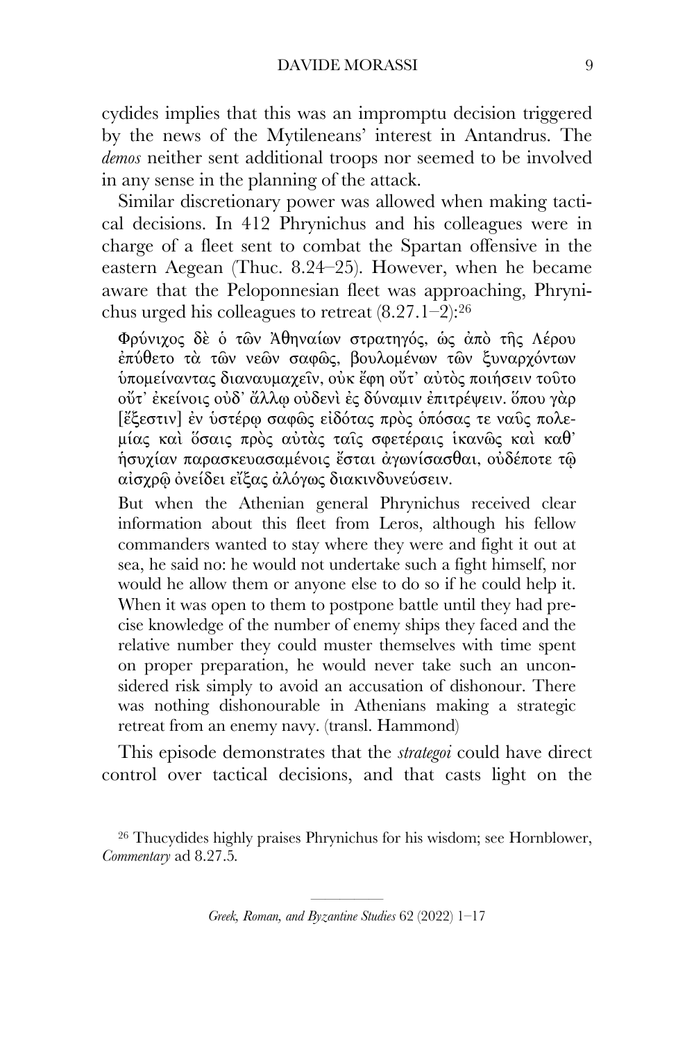cydides implies that this was an impromptu decision triggered by the news of the Mytileneans' interest in Antandrus. The *demos* neither sent additional troops nor seemed to be involved in any sense in the planning of the attack.

Similar discretionary power was allowed when making tactical decisions. In 412 Phrynichus and his colleagues were in charge of a fleet sent to combat the Spartan offensive in the eastern Aegean (Thuc. 8.24–25). However, when he became aware that the Peloponnesian fleet was approaching, Phrynichus urged his colleagues to retreat (8.27.1–2):[26]

> Φρύνιχος δὲ ὁ τῶν Ἀθηναίων στρατηγός, ὡς ἀπὸ τῆς Λέρου ἐπύθετο τὰ τῶν νεῶν σαφῶς, βουλομένων τῶν ξυναρχόντων ὑπομείναντας διαναυμαχεῖν, οὐκ ἔφη οὔτ᾽ αὐτὸς ποιήσειν τοῦτο οὔτ᾽ ἐκείνοις οὐδ᾽ ἄλλῳ οὐδενὶ ἐς δύναμιν ἐπιτρέψειν. ὅπου γὰρ [ἔξεστιν] ἐν ὑστέρῳ σαφῶς εἰδότας πρὸς ὁπόσας τε ναῦς πολεμίας καὶ ὅσαις πρὸς αὐτὰς ταῖς σφετέραις ἱκανῶς καὶ καθ᾽ ἡσυχίαν παρασκευασαμένοις ἔσται ἀγωνίσασθαι, οὐδέποτε τῷ αἰσχρῷ ὀνείδει εἴξας ἀλόγως διακινδυνεύσειν.
>
> But when the Athenian general Phrynichus received clear information about this fleet from Leros, although his fellow commanders wanted to stay where they were and fight it out at sea, he said no: he would not undertake such a fight himself, nor would he allow them or anyone else to do so if he could help it. When it was open to them to postpone battle until they had precise knowledge of the number of enemy ships they faced and the relative number they could muster themselves with time spent on proper preparation, he would never take such an unconsidered risk simply to avoid an accusation of dishonour. There was nothing dishonourable in Athenians making a strategic retreat from an enemy navy. (transl. Hammond)

This episode demonstrates that the *strategoi* could have direct control over tactical decisions, and that casts light on the

[26] Thucydides highly praises Phrynichus for his wisdom; see Hornblower, *Commentary* ad 8.27.5.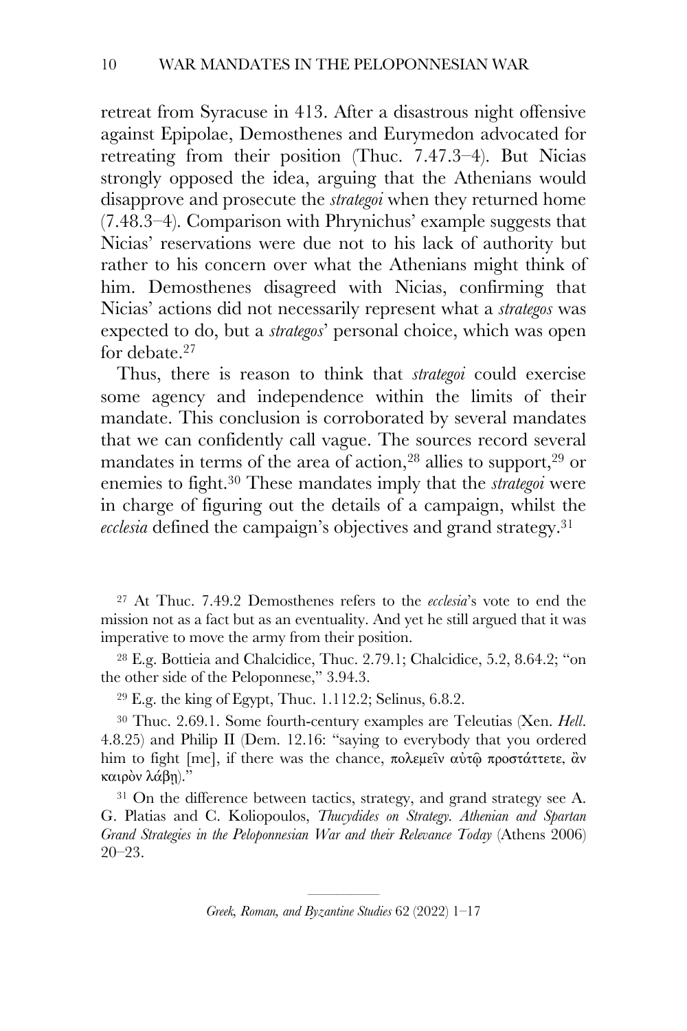retreat from Syracuse in 413. After a disastrous night offensive against Epipolae, Demosthenes and Eurymedon advocated for retreating from their position (Thuc. 7.47.3–4). But Nicias strongly opposed the idea, arguing that the Athenians would disapprove and prosecute the *strategoi* when they returned home (7.48.3–4). Comparison with Phrynichus' example suggests that Nicias' reservations were due not to his lack of authority but rather to his concern over what the Athenians might think of him. Demosthenes disagreed with Nicias, confirming that Nicias' actions did not necessarily represent what a *strategos* was expected to do, but a *strategos*' personal choice, which was open for debate.[27]

Thus, there is reason to think that *strategoi* could exercise some agency and independence within the limits of their mandate. This conclusion is corroborated by several mandates that we can confidently call vague. The sources record several mandates in terms of the area of action,[28] allies to support,[29] or enemies to fight.[30] These mandates imply that the *strategoi* were in charge of figuring out the details of a campaign, whilst the *ecclesia* defined the campaign's objectives and grand strategy.[31]

[27] At Thuc. 7.49.2 Demosthenes refers to the *ecclesia*'s vote to end the mission not as a fact but as an eventuality. And yet he still argued that it was imperative to move the army from their position.

[28] E.g. Bottieia and Chalcidice, Thuc. 2.79.1; Chalcidice, 5.2, 8.64.2; "on the other side of the Peloponnese," 3.94.3.

[29] E.g. the king of Egypt, Thuc. 1.112.2; Selinus, 6.8.2.

[30] Thuc. 2.69.1. Some fourth-century examples are Teleutias (Xen. *Hell.* 4.8.25) and Philip II (Dem. 12.16: "saying to everybody that you ordered him to fight [me], if there was the chance, πολεμεῖν αὐτῷ προστάττετε, ἂν καιρὸν λάβῃ)."

[31] On the difference between tactics, strategy, and grand strategy see A. G. Platias and C. Koliopoulos, *Thucydides on Strategy. Athenian and Spartan Grand Strategies in the Peloponnesian War and their Relevance Today* (Athens 2006) 20–23.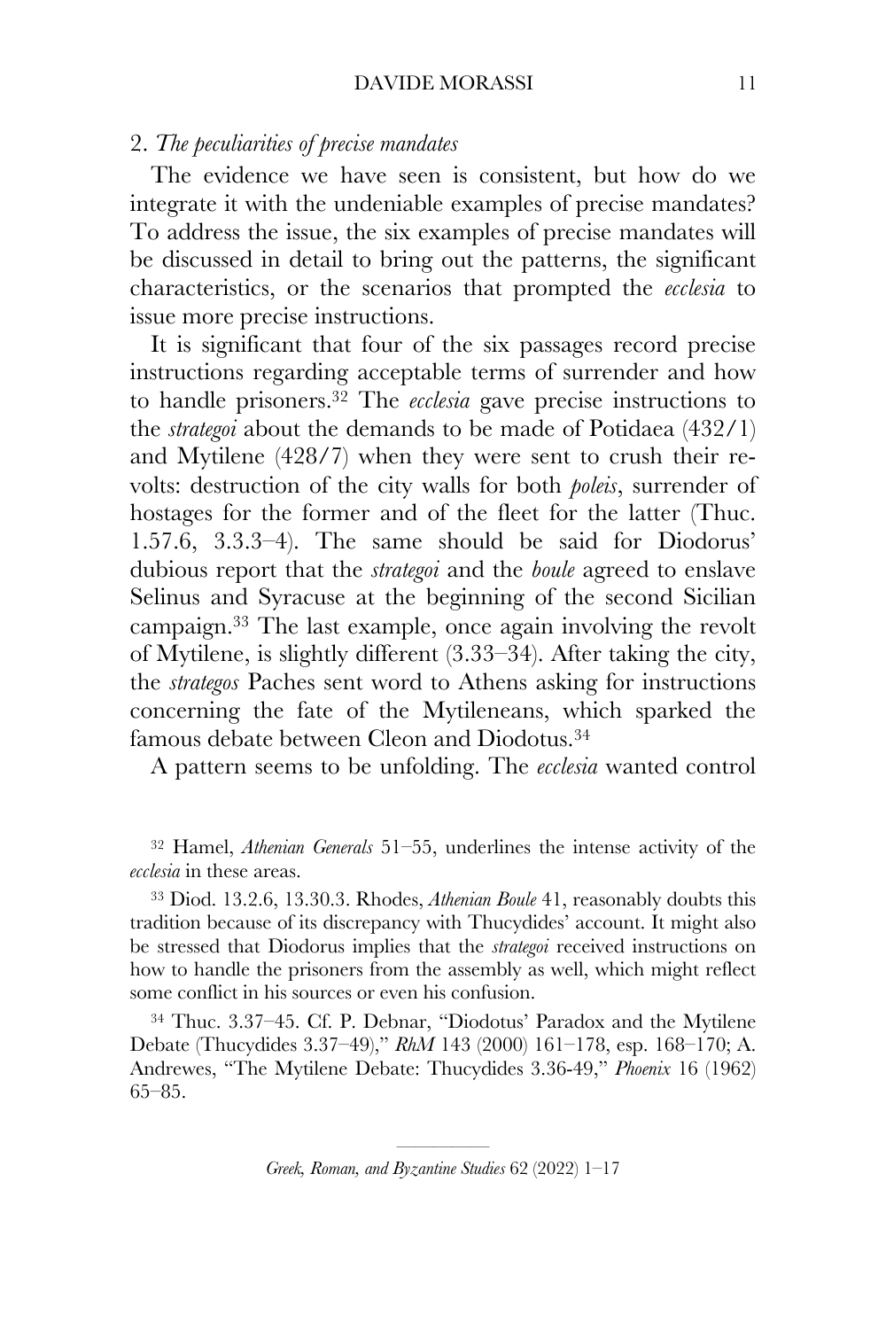## 2. *The peculiarities of precise mandates*

The evidence we have seen is consistent, but how do we integrate it with the undeniable examples of precise mandates? To address the issue, the six examples of precise mandates will be discussed in detail to bring out the patterns, the significant characteristics, or the scenarios that prompted the *ecclesia* to issue more precise instructions.

It is significant that four of the six passages record precise instructions regarding acceptable terms of surrender and how to handle prisoners.[32] The *ecclesia* gave precise instructions to the *strategoi* about the demands to be made of Potidaea (432/1) and Mytilene (428/7) when they were sent to crush their revolts: destruction of the city walls for both *poleis*, surrender of hostages for the former and of the fleet for the latter (Thuc. 1.57.6, 3.3.3–4). The same should be said for Diodorus' dubious report that the *strategoi* and the *boule* agreed to enslave Selinus and Syracuse at the beginning of the second Sicilian campaign.[33] The last example, once again involving the revolt of Mytilene, is slightly different (3.33–34). After taking the city, the *strategos* Paches sent word to Athens asking for instructions concerning the fate of the Mytileneans, which sparked the famous debate between Cleon and Diodotus.[34]

A pattern seems to be unfolding. The *ecclesia* wanted control

[32] Hamel, *Athenian Generals* 51–55, underlines the intense activity of the *ecclesia* in these areas.

[33] Diod. 13.2.6, 13.30.3. Rhodes, *Athenian Boule* 41, reasonably doubts this tradition because of its discrepancy with Thucydides' account. It might also be stressed that Diodorus implies that the *strategoi* received instructions on how to handle the prisoners from the assembly as well, which might reflect some conflict in his sources or even his confusion.

[34] Thuc. 3.37–45. Cf. P. Debnar, "Diodotus' Paradox and the Mytilene Debate (Thucydides 3.37–49)," *RhM* 143 (2000) 161–178, esp. 168–170; A. Andrewes, "The Mytilene Debate: Thucydides 3.36-49," *Phoenix* 16 (1962) 65–85.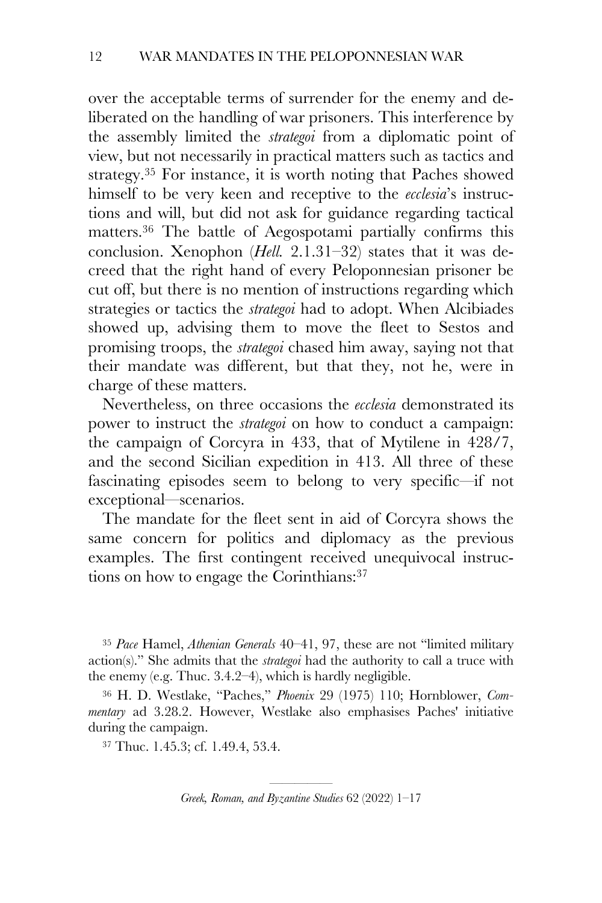over the acceptable terms of surrender for the enemy and deliberated on the handling of war prisoners. This interference by the assembly limited the *strategoi* from a diplomatic point of view, but not necessarily in practical matters such as tactics and strategy.[35] For instance, it is worth noting that Paches showed himself to be very keen and receptive to the *ecclesia*'s instructions and will, but did not ask for guidance regarding tactical matters.[36] The battle of Aegospotami partially confirms this conclusion. Xenophon (*Hell.* 2.1.31–32) states that it was decreed that the right hand of every Peloponnesian prisoner be cut off, but there is no mention of instructions regarding which strategies or tactics the *strategoi* had to adopt. When Alcibiades showed up, advising them to move the fleet to Sestos and promising troops, the *strategoi* chased him away, saying not that their mandate was different, but that they, not he, were in charge of these matters.

Nevertheless, on three occasions the *ecclesia* demonstrated its power to instruct the *strategoi* on how to conduct a campaign: the campaign of Corcyra in 433, that of Mytilene in 428/7, and the second Sicilian expedition in 413. All three of these fascinating episodes seem to belong to very specific—if not exceptional—scenarios.

The mandate for the fleet sent in aid of Corcyra shows the same concern for politics and diplomacy as the previous examples. The first contingent received unequivocal instructions on how to engage the Corinthians:[37]

---

[35] *Pace* Hamel, *Athenian Generals* 40–41, 97, these are not "limited military action(s)." She admits that the *strategoi* had the authority to call a truce with the enemy (e.g. Thuc. 3.4.2–4), which is hardly negligible.

[36] H. D. Westlake, "Paches," *Phoenix* 29 (1975) 110; Hornblower, *Commentary* ad 3.28.2. However, Westlake also emphasises Paches' initiative during the campaign.

[37] Thuc. 1.45.3; cf. 1.49.4, 53.4.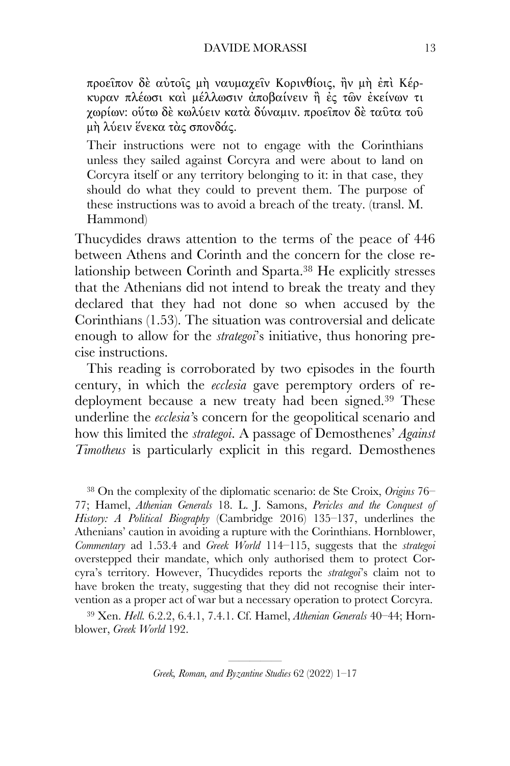> προεῖπον δὲ αὐτοῖς μὴ ναυμαχεῖν Κορινθίοις, ἢν μὴ ἐπὶ Κέρκυραν πλέωσι καὶ μέλλωσιν ἀποβαίνειν ἢ ἐς τῶν ἐκείνων τι χωρίων: οὕτω δὲ κωλύειν κατὰ δύναμιν. προεῖπον δὲ ταῦτα τοῦ μὴ λύειν ἕνεκα τὰς σπονδάς.
>
> Their instructions were not to engage with the Corinthians unless they sailed against Corcyra and were about to land on Corcyra itself or any territory belonging to it: in that case, they should do what they could to prevent them. The purpose of these instructions was to avoid a breach of the treaty. (transl. M. Hammond)

Thucydides draws attention to the terms of the peace of 446 between Athens and Corinth and the concern for the close relationship between Corinth and Sparta.[38] He explicitly stresses that the Athenians did not intend to break the treaty and they declared that they had not done so when accused by the Corinthians (1.53). The situation was controversial and delicate enough to allow for the *strategoi*'s initiative, thus honoring precise instructions.

This reading is corroborated by two episodes in the fourth century, in which the *ecclesia* gave peremptory orders of redeployment because a new treaty had been signed.[39] These underline the *ecclesia*'s concern for the geopolitical scenario and how this limited the *strategoi*. A passage of Demosthenes' *Against Timotheus* is particularly explicit in this regard. Demosthenes

[38] On the complexity of the diplomatic scenario: de Ste Croix, *Origins* 76–77; Hamel, *Athenian Generals* 18. L. J. Samons, *Pericles and the Conquest of History: A Political Biography* (Cambridge 2016) 135–137, underlines the Athenians' caution in avoiding a rupture with the Corinthians. Hornblower, *Commentary* ad 1.53.4 and *Greek World* 114–115, suggests that the *strategoi* overstepped their mandate, which only authorised them to protect Corcyra's territory. However, Thucydides reports the *strategoi*'s claim not to have broken the treaty, suggesting that they did not recognise their intervention as a proper act of war but a necessary operation to protect Corcyra.

[39] Xen. *Hell.* 6.2.2, 6.4.1, 7.4.1. Cf. Hamel, *Athenian Generals* 40–44; Hornblower, *Greek World* 192.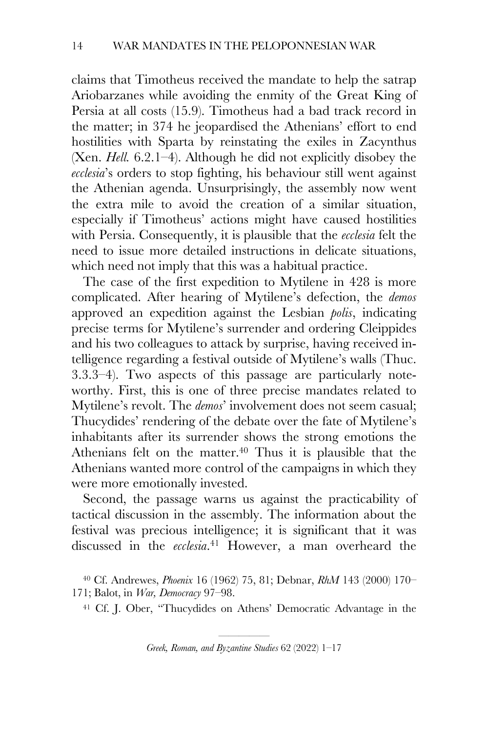claims that Timotheus received the mandate to help the satrap Ariobarzanes while avoiding the enmity of the Great King of Persia at all costs (15.9). Timotheus had a bad track record in the matter; in 374 he jeopardised the Athenians' effort to end hostilities with Sparta by reinstating the exiles in Zacynthus (Xen. *Hell.* 6.2.1–4). Although he did not explicitly disobey the *ecclesia*'s orders to stop fighting, his behaviour still went against the Athenian agenda. Unsurprisingly, the assembly now went the extra mile to avoid the creation of a similar situation, especially if Timotheus' actions might have caused hostilities with Persia. Consequently, it is plausible that the *ecclesia* felt the need to issue more detailed instructions in delicate situations, which need not imply that this was a habitual practice.

The case of the first expedition to Mytilene in 428 is more complicated. After hearing of Mytilene's defection, the *demos* approved an expedition against the Lesbian *polis*, indicating precise terms for Mytilene's surrender and ordering Cleippides and his two colleagues to attack by surprise, having received intelligence regarding a festival outside of Mytilene's walls (Thuc. 3.3.3–4). Two aspects of this passage are particularly noteworthy. First, this is one of three precise mandates related to Mytilene's revolt. The *demos*' involvement does not seem casual; Thucydides' rendering of the debate over the fate of Mytilene's inhabitants after its surrender shows the strong emotions the Athenians felt on the matter.[40] Thus it is plausible that the Athenians wanted more control of the campaigns in which they were more emotionally invested.

Second, the passage warns us against the practicability of tactical discussion in the assembly. The information about the festival was precious intelligence; it is significant that it was discussed in the *ecclesia*.[41] However, a man overheard the

[40] Cf. Andrewes, *Phoenix* 16 (1962) 75, 81; Debnar, *RhM* 143 (2000) 170–171; Balot, in *War, Democracy* 97–98.

[41] Cf. J. Ober, "Thucydides on Athens' Democratic Advantage in the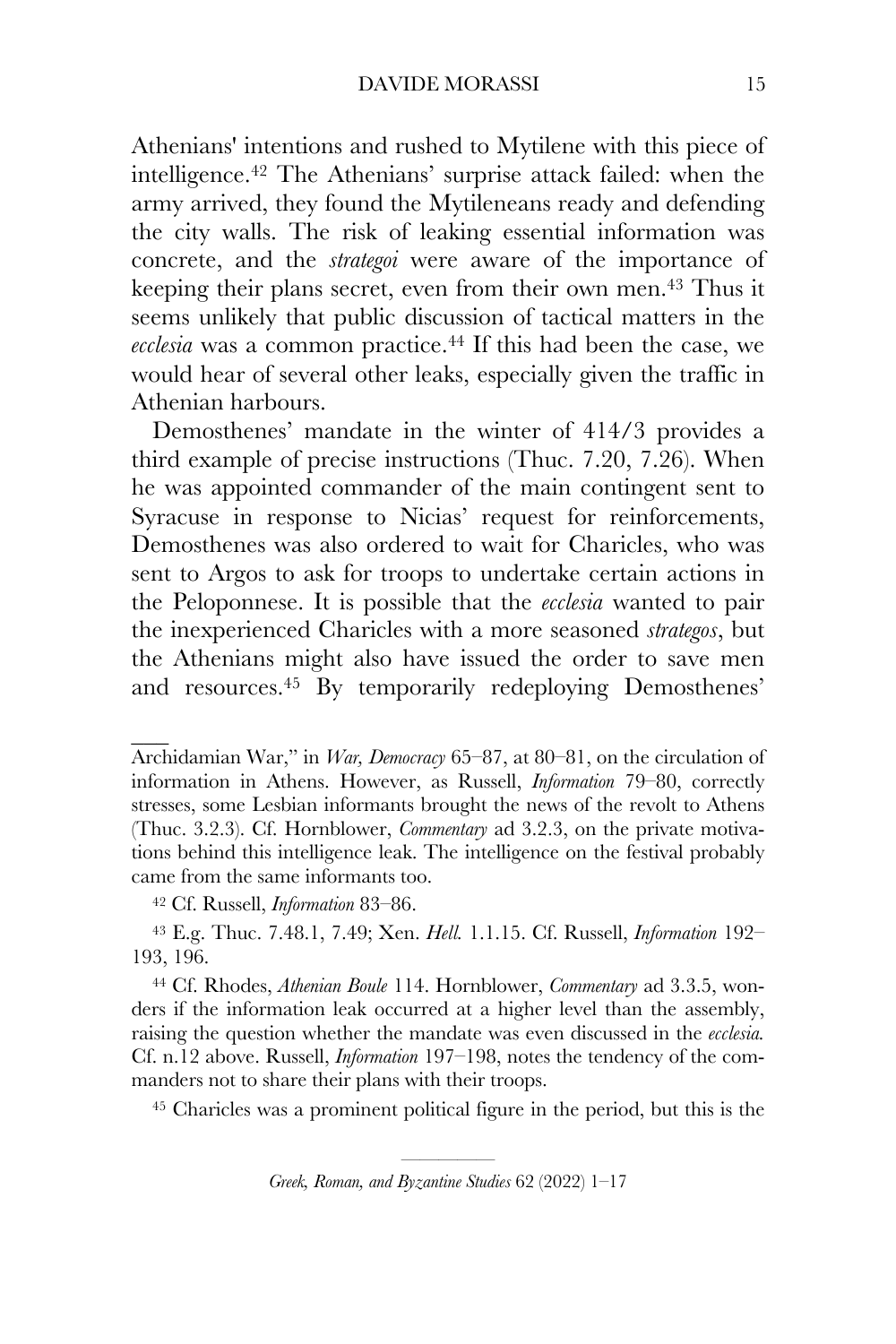Athenians' intentions and rushed to Mytilene with this piece of intelligence.[42] The Athenians' surprise attack failed: when the army arrived, they found the Mytileneans ready and defending the city walls. The risk of leaking essential information was concrete, and the *strategoi* were aware of the importance of keeping their plans secret, even from their own men.[43] Thus it seems unlikely that public discussion of tactical matters in the *ecclesia* was a common practice.[44] If this had been the case, we would hear of several other leaks, especially given the traffic in Athenian harbours.

Demosthenes' mandate in the winter of 414/3 provides a third example of precise instructions (Thuc. 7.20, 7.26). When he was appointed commander of the main contingent sent to Syracuse in response to Nicias' request for reinforcements, Demosthenes was also ordered to wait for Charicles, who was sent to Argos to ask for troops to undertake certain actions in the Peloponnese. It is possible that the *ecclesia* wanted to pair the inexperienced Charicles with a more seasoned *strategos*, but the Athenians might also have issued the order to save men and resources.[45] By temporarily redeploying Demosthenes'

---

Archidamian War," in *War, Democracy* 65–87, at 80–81, on the circulation of information in Athens. However, as Russell, *Information* 79–80, correctly stresses, some Lesbian informants brought the news of the revolt to Athens (Thuc. 3.2.3). Cf. Hornblower, *Commentary* ad 3.2.3, on the private motivations behind this intelligence leak. The intelligence on the festival probably came from the same informants too.

[42] Cf. Russell, *Information* 83–86.

[43] E.g. Thuc. 7.48.1, 7.49; Xen. *Hell.* 1.1.15. Cf. Russell, *Information* 192–193, 196.

[44] Cf. Rhodes, *Athenian Boule* 114. Hornblower, *Commentary* ad 3.3.5, wonders if the information leak occurred at a higher level than the assembly, raising the question whether the mandate was even discussed in the *ecclesia.* Cf. n.12 above. Russell, *Information* 197–198, notes the tendency of the commanders not to share their plans with their troops.

[45] Charicles was a prominent political figure in the period, but this is the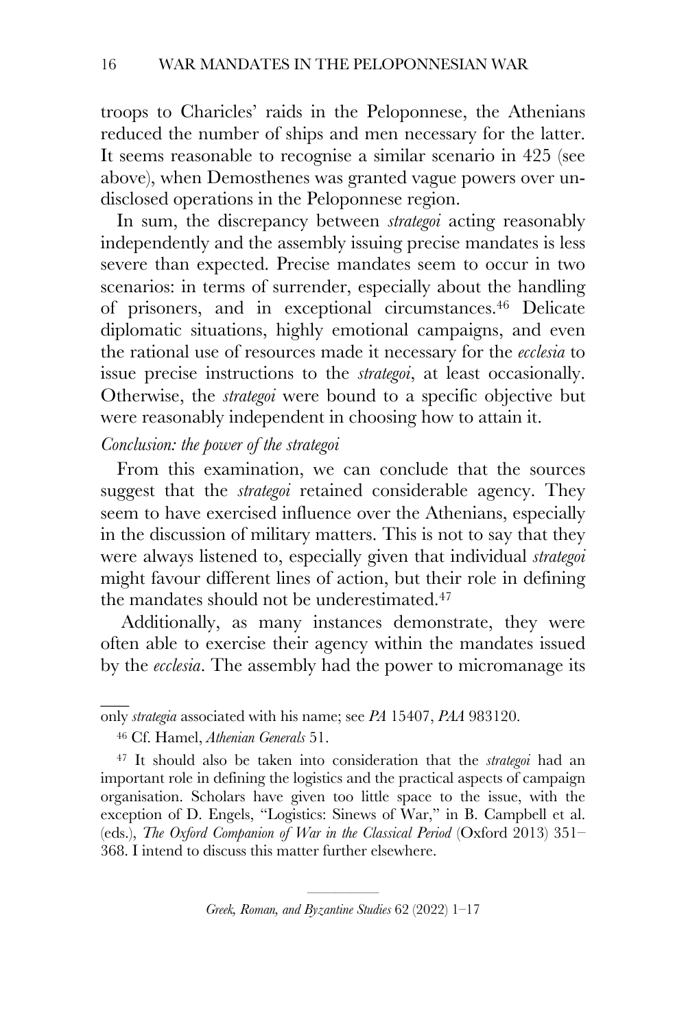troops to Charicles' raids in the Peloponnese, the Athenians reduced the number of ships and men necessary for the latter. It seems reasonable to recognise a similar scenario in 425 (see above), when Demosthenes was granted vague powers over undisclosed operations in the Peloponnese region.

In sum, the discrepancy between *strategoi* acting reasonably independently and the assembly issuing precise mandates is less severe than expected. Precise mandates seem to occur in two scenarios: in terms of surrender, especially about the handling of prisoners, and in exceptional circumstances.[46] Delicate diplomatic situations, highly emotional campaigns, and even the rational use of resources made it necessary for the *ecclesia* to issue precise instructions to the *strategoi*, at least occasionally. Otherwise, the *strategoi* were bound to a specific objective but were reasonably independent in choosing how to attain it.

*Conclusion: the power of the strategoi*

From this examination, we can conclude that the sources suggest that the *strategoi* retained considerable agency. They seem to have exercised influence over the Athenians, especially in the discussion of military matters. This is not to say that they were always listened to, especially given that individual *strategoi* might favour different lines of action, but their role in defining the mandates should not be underestimated.[47]

Additionally, as many instances demonstrate, they were often able to exercise their agency within the mandates issued by the *ecclesia*. The assembly had the power to micromanage its

---

only *strategia* associated with his name; see *PA* 15407, *PAA* 983120.

[46] Cf. Hamel, *Athenian Generals* 51.

[47] It should also be taken into consideration that the *strategoi* had an important role in defining the logistics and the practical aspects of campaign organisation. Scholars have given too little space to the issue, with the exception of D. Engels, "Logistics: Sinews of War," in B. Campbell et al. (eds.), *The Oxford Companion of War in the Classical Period* (Oxford 2013) 351–368. I intend to discuss this matter further elsewhere.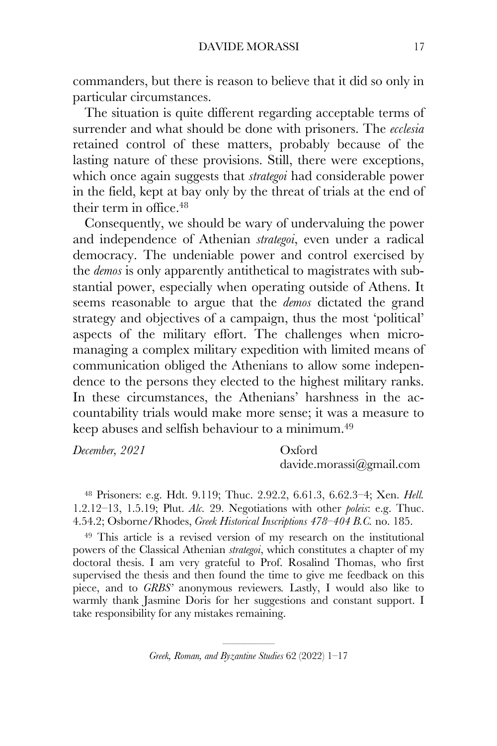commanders, but there is reason to believe that it did so only in particular circumstances.

The situation is quite different regarding acceptable terms of surrender and what should be done with prisoners. The *ecclesia* retained control of these matters, probably because of the lasting nature of these provisions. Still, there were exceptions, which once again suggests that *strategoi* had considerable power in the field, kept at bay only by the threat of trials at the end of their term in office.[48]

Consequently, we should be wary of undervaluing the power and independence of Athenian *strategoi*, even under a radical democracy. The undeniable power and control exercised by the *demos* is only apparently antithetical to magistrates with substantial power, especially when operating outside of Athens. It seems reasonable to argue that the *demos* dictated the grand strategy and objectives of a campaign, thus the most 'political' aspects of the military effort. The challenges when micromanaging a complex military expedition with limited means of communication obliged the Athenians to allow some independence to the persons they elected to the highest military ranks. In these circumstances, the Athenians' harshness in the accountability trials would make more sense; it was a measure to keep abuses and selfish behaviour to a minimum.[49]

*December, 2021*

Oxford
davide.morassi@gmail.com

[48] Prisoners: e.g. Hdt. 9.119; Thuc. 2.92.2, 6.61.3, 6.62.3–4; Xen. *Hell.* 1.2.12–13, 1.5.19; Plut. *Alc.* 29. Negotiations with other *poleis*: e.g. Thuc. 4.54.2; Osborne/Rhodes, *Greek Historical Inscriptions 478–404 B.C.* no. 185.

[49] This article is a revised version of my research on the institutional powers of the Classical Athenian *strategoi*, which constitutes a chapter of my doctoral thesis. I am very grateful to Prof. Rosalind Thomas, who first supervised the thesis and then found the time to give me feedback on this piece, and to *GRBS*' anonymous reviewers. Lastly, I would also like to warmly thank Jasmine Doris for her suggestions and constant support. I take responsibility for any mistakes remaining.